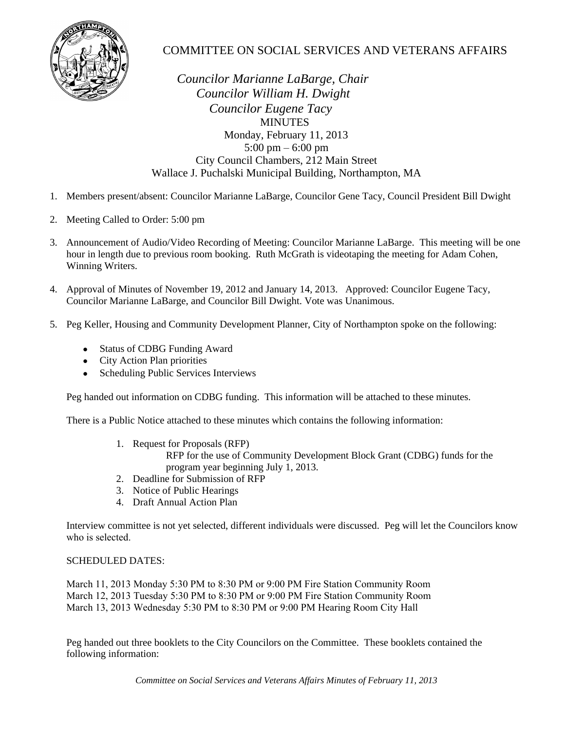# COMMITTEE ON SOCIAL SERVICES AND VETERANS AFFAIRS

*Councilor Marianne LaBarge, Chair*
*Councilor William H. Dwight*
*Councilor Eugene Tacy*

MINUTES
Monday, February 11, 2013
5:00 pm – 6:00 pm
City Council Chambers, 212 Main Street
Wallace J. Puchalski Municipal Building, Northampton, MA

1. Members present/absent: Councilor Marianne LaBarge, Councilor Gene Tacy, Council President Bill Dwight

2. Meeting Called to Order: 5:00 pm

3. Announcement of Audio/Video Recording of Meeting: Councilor Marianne LaBarge. This meeting will be one hour in length due to previous room booking. Ruth McGrath is videotaping the meeting for Adam Cohen, Winning Writers.

4. Approval of Minutes of November 19, 2012 and January 14, 2013. Approved: Councilor Eugene Tacy, Councilor Marianne LaBarge, and Councilor Bill Dwight. Vote was Unanimous.

5. Peg Keller, Housing and Community Development Planner, City of Northampton spoke on the following:

   - Status of CDBG Funding Award
   - City Action Plan priorities
   - Scheduling Public Services Interviews

   Peg handed out information on CDBG funding. This information will be attached to these minutes.

   There is a Public Notice attached to these minutes which contains the following information:

   1. Request for Proposals (RFP)
      RFP for the use of Community Development Block Grant (CDBG) funds for the program year beginning July 1, 2013.
   2. Deadline for Submission of RFP
   3. Notice of Public Hearings
   4. Draft Annual Action Plan

   Interview committee is not yet selected, different individuals were discussed. Peg will let the Councilors know who is selected.

   SCHEDULED DATES:

   March 11, 2013 Monday 5:30 PM to 8:30 PM or 9:00 PM Fire Station Community Room
   March 12, 2013 Tuesday 5:30 PM to 8:30 PM or 9:00 PM Fire Station Community Room
   March 13, 2013 Wednesday 5:30 PM to 8:30 PM or 9:00 PM Hearing Room City Hall

   Peg handed out three booklets to the City Councilors on the Committee. These booklets contained the following information: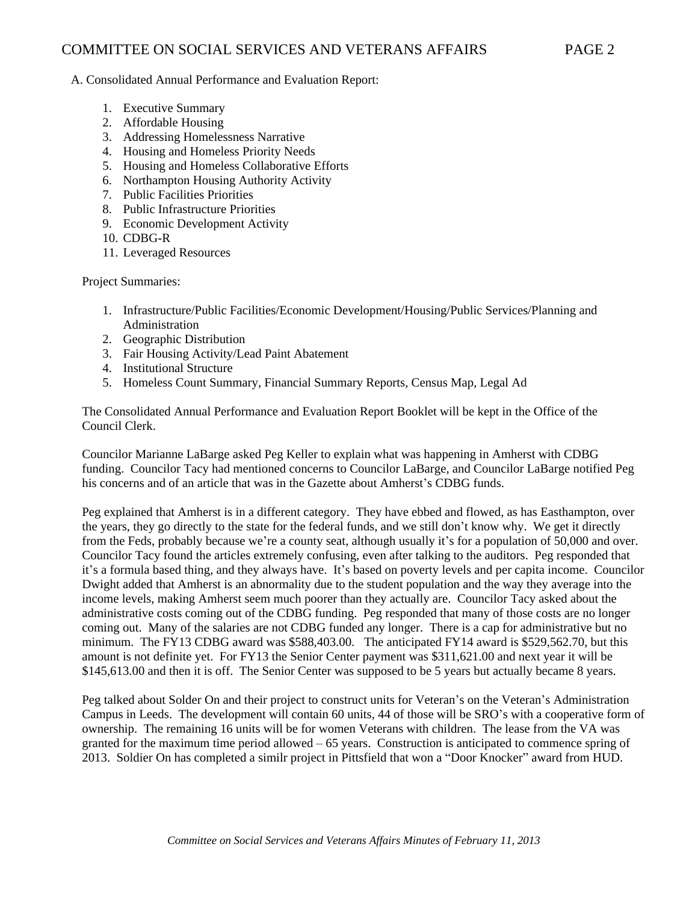A. Consolidated Annual Performance and Evaluation Report:

1. Executive Summary
2. Affordable Housing
3. Addressing Homelessness Narrative
4. Housing and Homeless Priority Needs
5. Housing and Homeless Collaborative Efforts
6. Northampton Housing Authority Activity
7. Public Facilities Priorities
8. Public Infrastructure Priorities
9. Economic Development Activity
10. CDBG-R
11. Leveraged Resources

Project Summaries:

1. Infrastructure/Public Facilities/Economic Development/Housing/Public Services/Planning and Administration
2. Geographic Distribution
3. Fair Housing Activity/Lead Paint Abatement
4. Institutional Structure
5. Homeless Count Summary, Financial Summary Reports, Census Map, Legal Ad

The Consolidated Annual Performance and Evaluation Report Booklet will be kept in the Office of the Council Clerk.

Councilor Marianne LaBarge asked Peg Keller to explain what was happening in Amherst with CDBG funding. Councilor Tacy had mentioned concerns to Councilor LaBarge, and Councilor LaBarge notified Peg his concerns and of an article that was in the Gazette about Amherst's CDBG funds.

Peg explained that Amherst is in a different category. They have ebbed and flowed, as has Easthampton, over the years, they go directly to the state for the federal funds, and we still don't know why. We get it directly from the Feds, probably because we're a county seat, although usually it's for a population of 50,000 and over. Councilor Tacy found the articles extremely confusing, even after talking to the auditors. Peg responded that it's a formula based thing, and they always have. It's based on poverty levels and per capita income. Councilor Dwight added that Amherst is an abnormality due to the student population and the way they average into the income levels, making Amherst seem much poorer than they actually are. Councilor Tacy asked about the administrative costs coming out of the CDBG funding. Peg responded that many of those costs are no longer coming out. Many of the salaries are not CDBG funded any longer. There is a cap for administrative but no minimum. The FY13 CDBG award was $588,403.00. The anticipated FY14 award is $529,562.70, but this amount is not definite yet. For FY13 the Senior Center payment was $311,621.00 and next year it will be $145,613.00 and then it is off. The Senior Center was supposed to be 5 years but actually became 8 years.

Peg talked about Solder On and their project to construct units for Veteran's on the Veteran's Administration Campus in Leeds. The development will contain 60 units, 44 of those will be SRO's with a cooperative form of ownership. The remaining 16 units will be for women Veterans with children. The lease from the VA was granted for the maximum time period allowed – 65 years. Construction is anticipated to commence spring of 2013. Soldier On has completed a similr project in Pittsfield that won a "Door Knocker" award from HUD.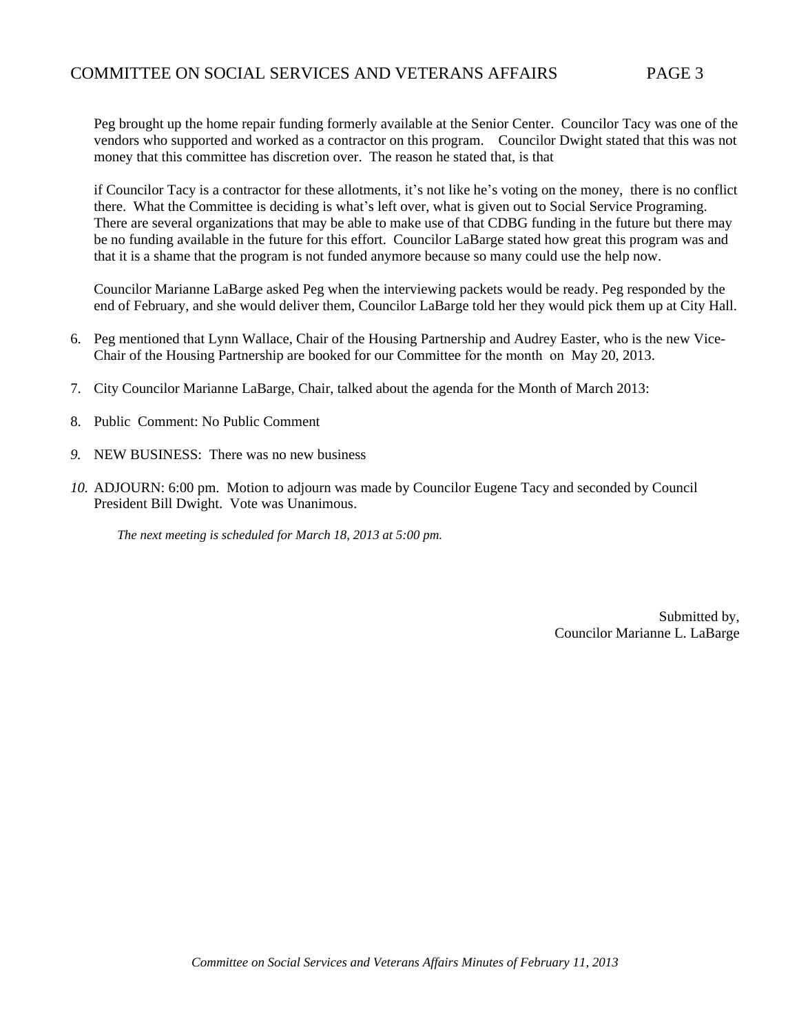Peg brought up the home repair funding formerly available at the Senior Center. Councilor Tacy was one of the vendors who supported and worked as a contractor on this program. Councilor Dwight stated that this was not money that this committee has discretion over. The reason he stated that, is that

if Councilor Tacy is a contractor for these allotments, it's not like he's voting on the money, there is no conflict there. What the Committee is deciding is what's left over, what is given out to Social Service Programing. There are several organizations that may be able to make use of that CDBG funding in the future but there may be no funding available in the future for this effort. Councilor LaBarge stated how great this program was and that it is a shame that the program is not funded anymore because so many could use the help now.

Councilor Marianne LaBarge asked Peg when the interviewing packets would be ready. Peg responded by the end of February, and she would deliver them, Councilor LaBarge told her they would pick them up at City Hall.

6. Peg mentioned that Lynn Wallace, Chair of the Housing Partnership and Audrey Easter, who is the new Vice-Chair of the Housing Partnership are booked for our Committee for the month on May 20, 2013.

7. City Councilor Marianne LaBarge, Chair, talked about the agenda for the Month of March 2013:

8. Public Comment: No Public Comment

9. NEW BUSINESS: There was no new business

10. ADJOURN: 6:00 pm. Motion to adjourn was made by Councilor Eugene Tacy and seconded by Council President Bill Dwight. Vote was Unanimous.

*The next meeting is scheduled for March 18, 2013 at 5:00 pm.*

Submitted by,
Councilor Marianne L. LaBarge